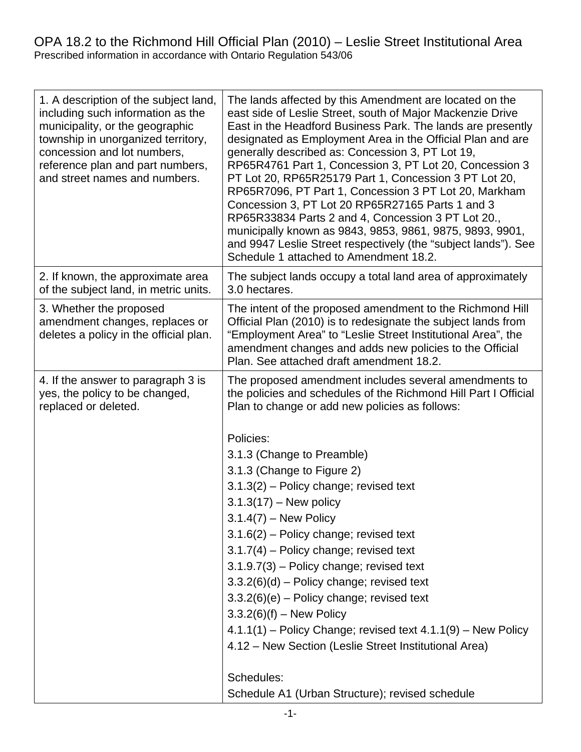# OPA 18.2 to the Richmond Hill Official Plan (2010) – Leslie Street Institutional Area

Prescribed information in accordance with Ontario Regulation 543/06

| | |
|---|---|
| 1. A description of the subject land, including such information as the municipality, or the geographic township in unorganized territory, concession and lot numbers, reference plan and part numbers, and street names and numbers. | The lands affected by this Amendment are located on the east side of Leslie Street, south of Major Mackenzie Drive East in the Headford Business Park. The lands are presently designated as Employment Area in the Official Plan and are generally described as: Concession 3, PT Lot 19, RP65R4761 Part 1, Concession 3, PT Lot 20, Concession 3 PT Lot 20, RP65R25179 Part 1, Concession 3 PT Lot 20, RP65R7096, PT Part 1, Concession 3 PT Lot 20, Markham Concession 3, PT Lot 20 RP65R27165 Parts 1 and 3 RP65R33834 Parts 2 and 4, Concession 3 PT Lot 20., municipally known as 9843, 9853, 9861, 9875, 9893, 9901, and 9947 Leslie Street respectively (the "subject lands"). See Schedule 1 attached to Amendment 18.2. |
| 2. If known, the approximate area of the subject land, in metric units. | The subject lands occupy a total land area of approximately 3.0 hectares. |
| 3. Whether the proposed amendment changes, replaces or deletes a policy in the official plan. | The intent of the proposed amendment to the Richmond Hill Official Plan (2010) is to redesignate the subject lands from "Employment Area" to "Leslie Street Institutional Area", the amendment changes and adds new policies to the Official Plan. See attached draft amendment 18.2. |
| 4. If the answer to paragraph 3 is yes, the policy to be changed, replaced or deleted. | The proposed amendment includes several amendments to the policies and schedules of the Richmond Hill Part I Official Plan to change or add new policies as follows:<br><br>Policies:<br>3.1.3 (Change to Preamble)<br>3.1.3 (Change to Figure 2)<br>3.1.3(2) – Policy change; revised text<br>3.1.3(17) – New policy<br>3.1.4(7) – New Policy<br>3.1.6(2) – Policy change; revised text<br>3.1.7(4) – Policy change; revised text<br>3.1.9.7(3) – Policy change; revised text<br>3.3.2(6)(d) – Policy change; revised text<br>3.3.2(6)(e) – Policy change; revised text<br>3.3.2(6)(f) – New Policy<br>4.1.1(1) – Policy Change; revised text 4.1.1(9) – New Policy<br>4.12 – New Section (Leslie Street Institutional Area)<br><br>Schedules:<br>Schedule A1 (Urban Structure); revised schedule |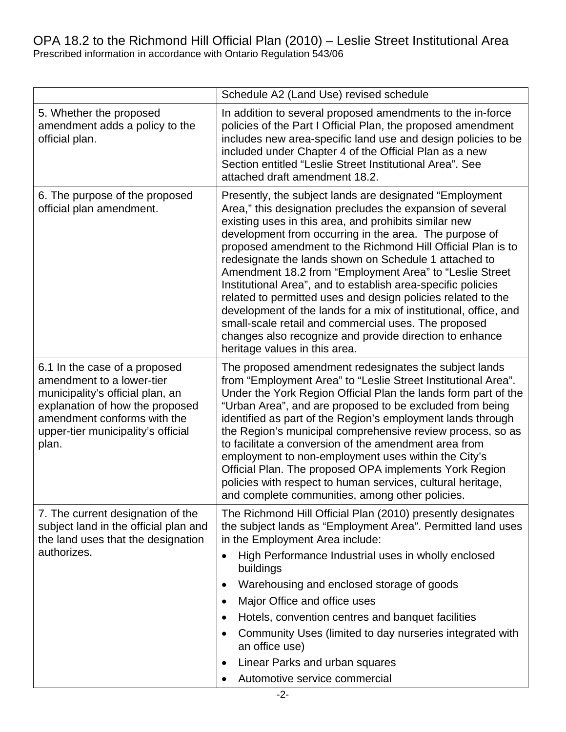OPA 18.2 to the Richmond Hill Official Plan (2010) – Leslie Street Institutional Area
Prescribed information in accordance with Ontario Regulation 543/06

| | |
|---|---|
| | Schedule A2 (Land Use) revised schedule |
| 5. Whether the proposed amendment adds a policy to the official plan. | In addition to several proposed amendments to the in-force policies of the Part I Official Plan, the proposed amendment includes new area-specific land use and design policies to be included under Chapter 4 of the Official Plan as a new Section entitled "Leslie Street Institutional Area". See attached draft amendment 18.2. |
| 6. The purpose of the proposed official plan amendment. | Presently, the subject lands are designated "Employment Area," this designation precludes the expansion of several existing uses in this area, and prohibits similar new development from occurring in the area. The purpose of proposed amendment to the Richmond Hill Official Plan is to redesignate the lands shown on Schedule 1 attached to Amendment 18.2 from "Employment Area" to "Leslie Street Institutional Area", and to establish area-specific policies related to permitted uses and design policies related to the development of the lands for a mix of institutional, office, and small-scale retail and commercial uses. The proposed changes also recognize and provide direction to enhance heritage values in this area. |
| 6.1 In the case of a proposed amendment to a lower-tier municipality's official plan, an explanation of how the proposed amendment conforms with the upper-tier municipality's official plan. | The proposed amendment redesignates the subject lands from "Employment Area" to "Leslie Street Institutional Area". Under the York Region Official Plan the lands form part of the "Urban Area", and are proposed to be excluded from being identified as part of the Region's employment lands through the Region's municipal comprehensive review process, so as to facilitate a conversion of the amendment area from employment to non-employment uses within the City's Official Plan. The proposed OPA implements York Region policies with respect to human services, cultural heritage, and complete communities, among other policies. |
| 7. The current designation of the subject land in the official plan and the land uses that the designation authorizes. | The Richmond Hill Official Plan (2010) presently designates the subject lands as "Employment Area". Permitted land uses in the Employment Area include:<br>• High Performance Industrial uses in wholly enclosed buildings<br>• Warehousing and enclosed storage of goods<br>• Major Office and office uses<br>• Hotels, convention centres and banquet facilities<br>• Community Uses (limited to day nurseries integrated with an office use)<br>• Linear Parks and urban squares<br>• Automotive service commercial |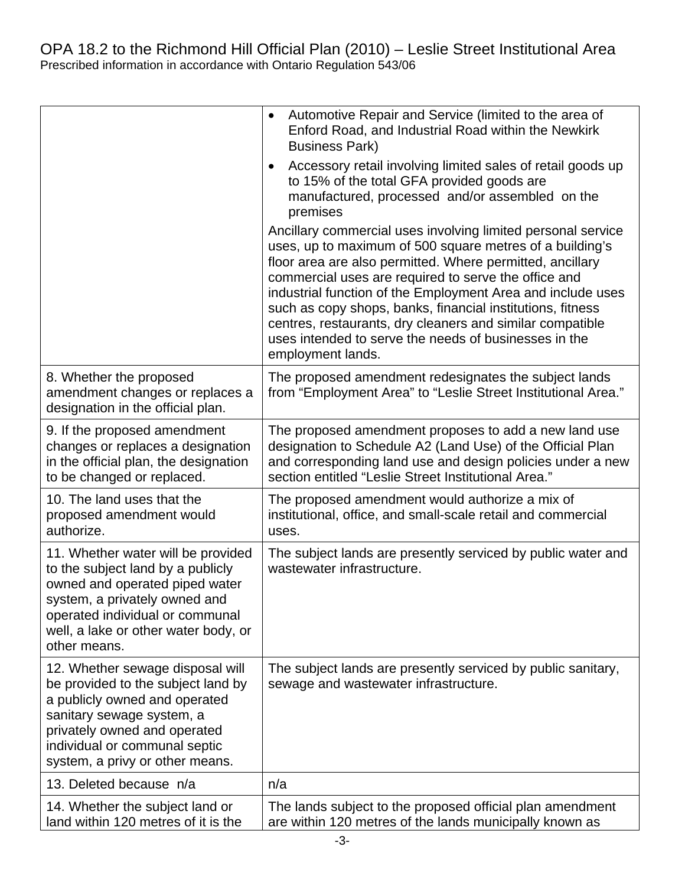| | |
|---|---|
| | • Automotive Repair and Service (limited to the area of Enford Road, and Industrial Road within the Newkirk Business Park)<br>• Accessory retail involving limited sales of retail goods up to 15% of the total GFA provided goods are manufactured, processed and/or assembled on the premises<br><br>Ancillary commercial uses involving limited personal service uses, up to maximum of 500 square metres of a building's floor area are also permitted. Where permitted, ancillary commercial uses are required to serve the office and industrial function of the Employment Area and include uses such as copy shops, banks, financial institutions, fitness centres, restaurants, dry cleaners and similar compatible uses intended to serve the needs of businesses in the employment lands. |
| 8. Whether the proposed amendment changes or replaces a designation in the official plan. | The proposed amendment redesignates the subject lands from "Employment Area" to "Leslie Street Institutional Area." |
| 9. If the proposed amendment changes or replaces a designation in the official plan, the designation to be changed or replaced. | The proposed amendment proposes to add a new land use designation to Schedule A2 (Land Use) of the Official Plan and corresponding land use and design policies under a new section entitled "Leslie Street Institutional Area." |
| 10. The land uses that the proposed amendment would authorize. | The proposed amendment would authorize a mix of institutional, office, and small-scale retail and commercial uses. |
| 11. Whether water will be provided to the subject land by a publicly owned and operated piped water system, a privately owned and operated individual or communal well, a lake or other water body, or other means. | The subject lands are presently serviced by public water and wastewater infrastructure. |
| 12. Whether sewage disposal will be provided to the subject land by a publicly owned and operated sanitary sewage system, a privately owned and operated individual or communal septic system, a privy or other means. | The subject lands are presently serviced by public sanitary, sewage and wastewater infrastructure. |
| 13. Deleted because n/a | n/a |
| 14. Whether the subject land or land within 120 metres of it is the | The lands subject to the proposed official plan amendment are within 120 metres of the lands municipally known as |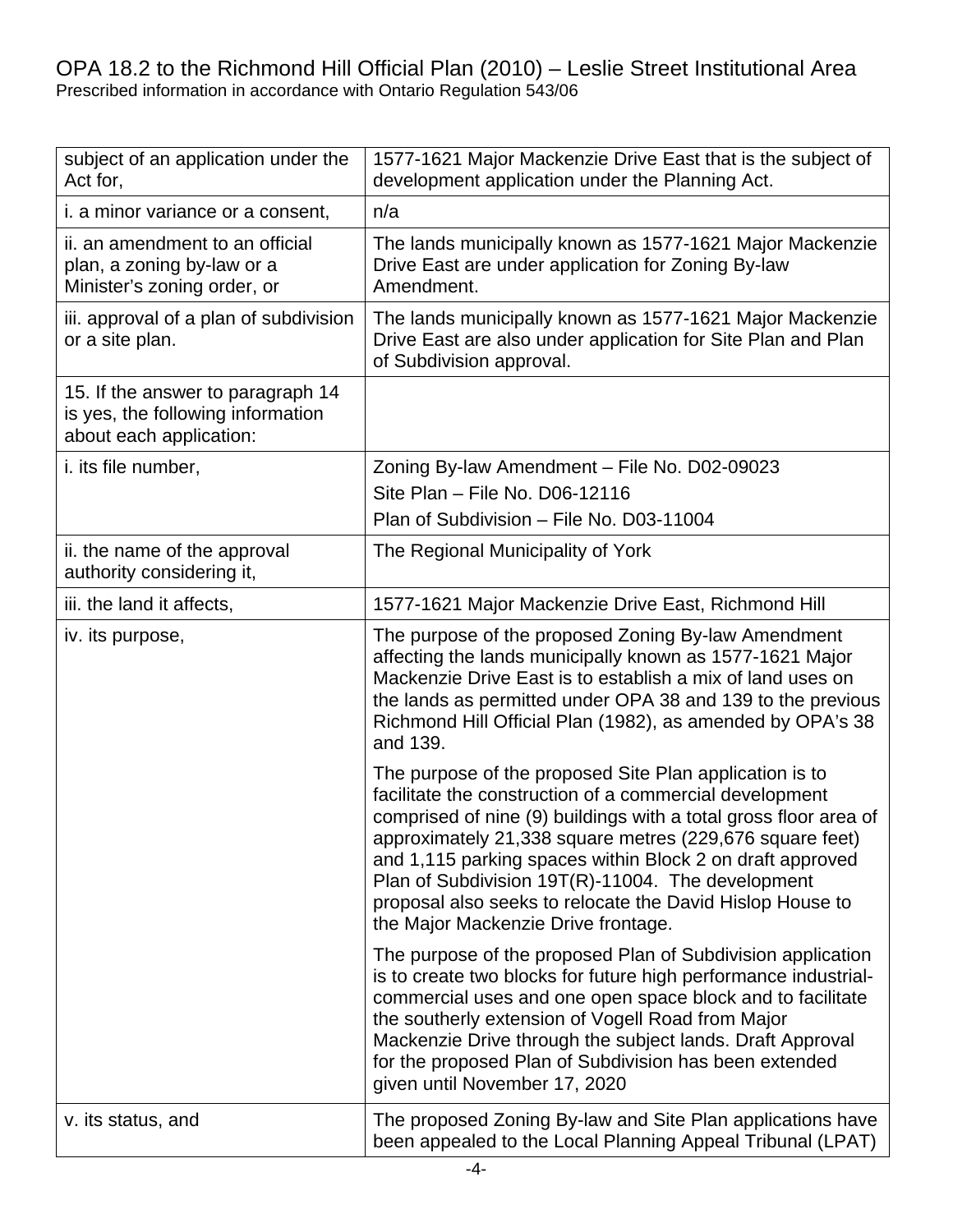OPA 18.2 to the Richmond Hill Official Plan (2010) – Leslie Street Institutional Area
Prescribed information in accordance with Ontario Regulation 543/06

| | |
|---|---|
| subject of an application under the Act for, | 1577-1621 Major Mackenzie Drive East that is the subject of development application under the Planning Act. |
| i. a minor variance or a consent, | n/a |
| ii. an amendment to an official plan, a zoning by-law or a Minister's zoning order, or | The lands municipally known as 1577-1621 Major Mackenzie Drive East are under application for Zoning By-law Amendment. |
| iii. approval of a plan of subdivision or a site plan. | The lands municipally known as 1577-1621 Major Mackenzie Drive East are also under application for Site Plan and Plan of Subdivision approval. |
| 15. If the answer to paragraph 14 is yes, the following information about each application: | |
| i. its file number, | Zoning By-law Amendment – File No. D02-09023<br>Site Plan – File No. D06-12116<br>Plan of Subdivision – File No. D03-11004 |
| ii. the name of the approval authority considering it, | The Regional Municipality of York |
| iii. the land it affects, | 1577-1621 Major Mackenzie Drive East, Richmond Hill |
| iv. its purpose, | The purpose of the proposed Zoning By-law Amendment affecting the lands municipally known as 1577-1621 Major Mackenzie Drive East is to establish a mix of land uses on the lands as permitted under OPA 38 and 139 to the previous Richmond Hill Official Plan (1982), as amended by OPA's 38 and 139.<br><br>The purpose of the proposed Site Plan application is to facilitate the construction of a commercial development comprised of nine (9) buildings with a total gross floor area of approximately 21,338 square metres (229,676 square feet) and 1,115 parking spaces within Block 2 on draft approved Plan of Subdivision 19T(R)-11004. The development proposal also seeks to relocate the David Hislop House to the Major Mackenzie Drive frontage.<br><br>The purpose of the proposed Plan of Subdivision application is to create two blocks for future high performance industrial-commercial uses and one open space block and to facilitate the southerly extension of Vogell Road from Major Mackenzie Drive through the subject lands. Draft Approval for the proposed Plan of Subdivision has been extended given until November 17, 2020 |
| v. its status, and | The proposed Zoning By-law and Site Plan applications have been appealed to the Local Planning Appeal Tribunal (LPAT) |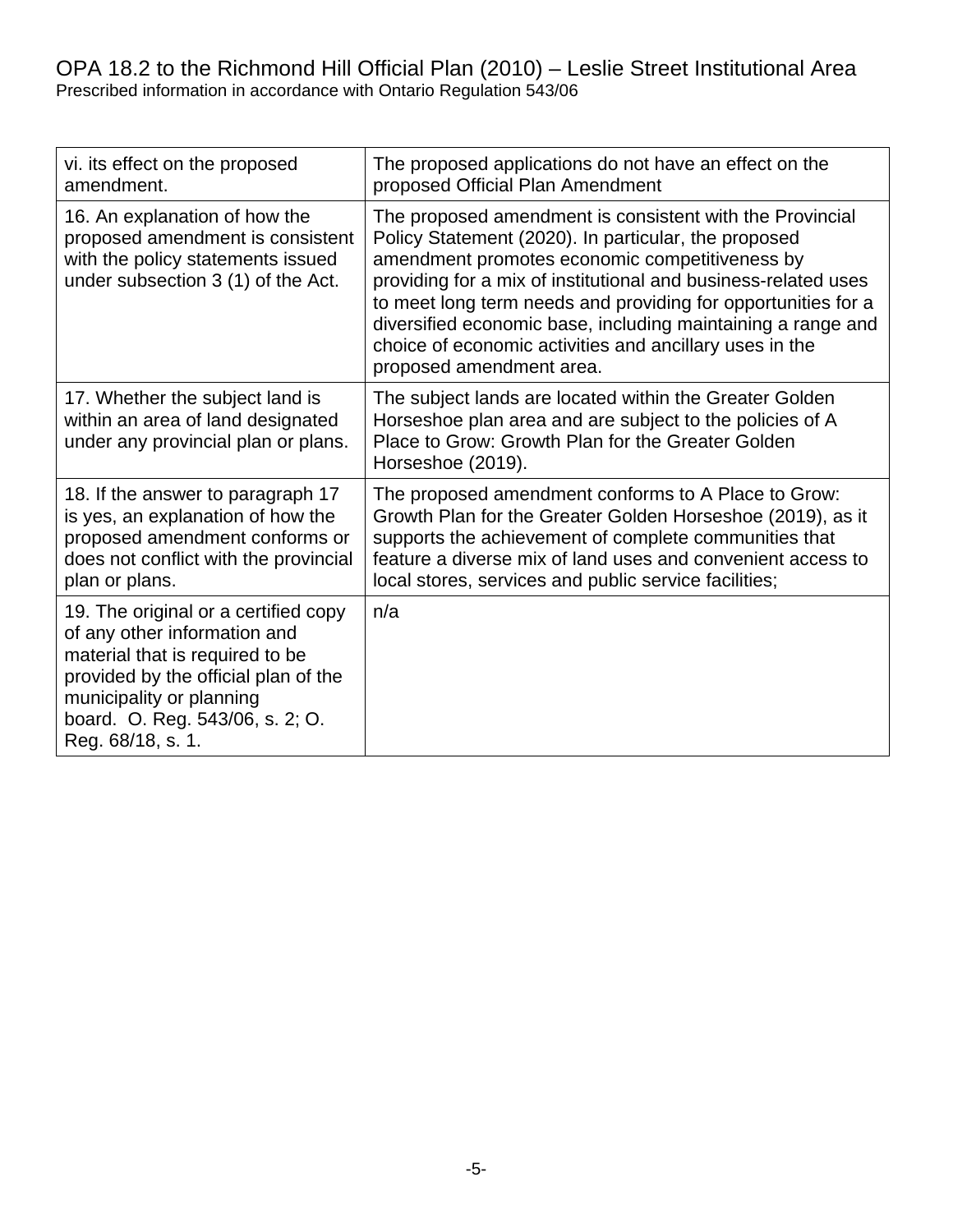OPA 18.2 to the Richmond Hill Official Plan (2010) – Leslie Street Institutional Area
Prescribed information in accordance with Ontario Regulation 543/06

| | |
|---|---|
| vi. its effect on the proposed amendment. | The proposed applications do not have an effect on the proposed Official Plan Amendment |
| 16. An explanation of how the proposed amendment is consistent with the policy statements issued under subsection 3 (1) of the Act. | The proposed amendment is consistent with the Provincial Policy Statement (2020). In particular, the proposed amendment promotes economic competitiveness by providing for a mix of institutional and business-related uses to meet long term needs and providing for opportunities for a diversified economic base, including maintaining a range and choice of economic activities and ancillary uses in the proposed amendment area. |
| 17. Whether the subject land is within an area of land designated under any provincial plan or plans. | The subject lands are located within the Greater Golden Horseshoe plan area and are subject to the policies of A Place to Grow: Growth Plan for the Greater Golden Horseshoe (2019). |
| 18. If the answer to paragraph 17 is yes, an explanation of how the proposed amendment conforms or does not conflict with the provincial plan or plans. | The proposed amendment conforms to A Place to Grow: Growth Plan for the Greater Golden Horseshoe (2019), as it supports the achievement of complete communities that feature a diverse mix of land uses and convenient access to local stores, services and public service facilities; |
| 19. The original or a certified copy of any other information and material that is required to be provided by the official plan of the municipality or planning board. O. Reg. 543/06, s. 2; O. Reg. 68/18, s. 1. | n/a |